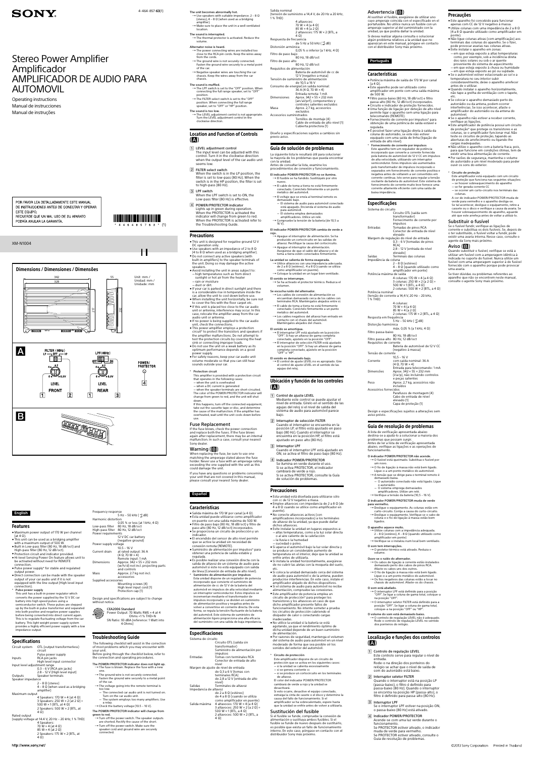4-464-857-**63**(1)

# SONY

# Stereo Power Amplifier
# Amplificador
# AMPLIFICADOR DE AUDIO PARA AUTOMOVIL

Operating instructions
Manual de instrucciones
Manual de instruções

POR FAVOR LEA DETALLADAMENTE ESTE MANUAL DE INSTRUCCIONES ANTES DE CONECTAR Y OPERAR ESTE EQUIPO.
RECUERDE QUE UN MAL USO DE SU APARATO PODRÍA ANULAR LA GARANTÍA.

XM-N1004

## Dimensions / Dimensiones / Dimensões

Unit: mm / Unidad: mm / Unidade: mm

342, 328, 55, 217, 232

**A**

FILTER (80Hz) LP OFF HP — LEVEL FRONT — LPF (80Hz) OFF ON — LEVEL REAR — POWER/PROTECTOR

1 2 1 3 4

**B**

## English

### Features

- Maximum power output of 170 W per channel (at 4 Ω).
- This unit can be used as a bridging amplifier with a maximum output of 500 W.
- Built in Low-pass filter (80 Hz, 18 dB/oct) and High-pass filter (80 Hz, 12 dB/oct).
- Protection circuit and indicator provided.
- Hi-level Sensing Power On feature allows unit to be activated without need for REMOTE connection.
- Pulse power supply* for stable and regulated output power.
- Direct connection can be made with the speaker output of your car audio unit if it is not equipped with the line output (High level input connection).

\* **Pulse power supply**
This unit has a built-in power regulator which converts the power supplied by the 12 V DC car battery into high speed pulses using a semiconductor switch. These pulses are stepped up by the built-in pulse transformer and separated into both positive and negative power supplies before being converted into direct current again. This is to regulate fluctuating voltage from the car battery. This light weight power supply system provides a highly efficient power supply with a low impedance output.

### Specifications

Circuit system: OTL (output transformerless) circuit; Pulse power supply
Inputs: RCA pin jacks; High level input connector
Input level adjustment range: 0.3 – 6 V (RCA pin jacks); 2.8 – 12 V (High level input)
Outputs: Speaker terminals
Speaker impedance: 2 – 8 Ω (stereo); 4 – 8 Ω (when used as a bridging amplifier)
Maximum output: 4 Speakers: 170 W × 4 (at 4 Ω); 3 Speakers: 250 W × 2 (at 2 Ω) + 500 W × 1 (BTL, at 4 Ω); 2 Speakers: 500 W × 2 (BTL, at 4 Ω)
Rated output (supply voltage at 14.4 V, 20 Hz – 20 kHz, 1 % THD): 4 Speakers: 70 W × 4 (at 4 Ω); 85 W × 4 (at 2 Ω); 2 Speakers: 175 W × 2 (BTL, at 4 Ω)
Frequency response: 5 Hz – 50 kHz (${}^{+0}_{-3}$ dB)
Harmonic distortion: 0.05 % or less (at 1 kHz, 4 Ω)
Low-pass filter: 80 Hz, 18 dB/oct
High-pass filter: 80 Hz, 12 dB/oct
Power requirements: 12 V DC car battery (negative ground)
Power supply voltage: 10.5 – 16 V
Current drain: at rated output: 36 A (4 Ω, 70 W × 4); Remote input: 1 mA
Dimensions: Approx. 342 × 55 × 232 mm (w/h/d) not incl. projecting parts and controls
Mass: Approx. 2.7 kg not incl. accessories
Supplied accessories: Mounting screws (4); High level input cord (1); Protection cap (1)

Design and specifications are subject to change without notice.

CEA2006 Standard
Power Output: 70 Watts RMS × 4 at 4 Ohms < 1% THD+N
SN Ratio: 93 dBA (reference: 1 Watt into 4 Ohms)

### Troubleshooting Guide

The following checklist will assist in the correction of most problems which you may encounter with your unit.
Before going through the checklist below, refer to the connection and operating procedures.

**The POWER/PROTECTOR indicator does not light up.**
→ The fuse is blown. Replace the fuse with a new one.
→ The ground wire is not securely connected. Fasten the ground wire securely to a metal point of the car.
→ The voltage going into the remote terminal is too low.
— The connected car audio unit is not turned on. Turn on the car audio unit.
— The system employs too many amplifiers. Use a relay.
→ Check the battery voltage (10.5 – 16 V).

**The POWER/PROTECTOR indicator will change from green to red.**
→ Turn off the power switch. The speaker outputs are shorted. Rectify the cause of the short.
→ Turn off the power switch. Make sure the speaker cord and ground wire are securely connected.

**The unit becomes abnormally hot.**
→ Use speakers with suitable impedance. 2 – 8 Ω (stereo), 4 – 8 Ω (when used as a bridging amplifier).
→ Make sure to place the unit in a well ventilated location.

**The sound is interrupted.**
→ The thermal protector is activated. Reduce the volume.

**Alternator noise is heard.**
→ The power connecting wires are installed too close to the RCA pin cords. Keep the wires away from the cords.
→ The ground wire is not securely connected. Fasten the ground wire securely to a metal point of the car.
→ Negative speaker wires are touching the car chassis. Keep the wires away from the car chassis.

**The sound is muffled.**
→ The LPF switch is set to the "OFF" position. When connecting the full range speaker, set to "OFF" position.
→ The FILTER select switch is set to the "OFF" position. When connecting the full range speaker, set to "OFF" or "HP" position.

**The sound is too low.**
→ The LEVEL adjustment control is not appropriate. Turn the LEVEL adjustment control in the clockwise direction.

### Location and Function of Controls (A)

1 **LEVEL adjustment control**
The input level can be adjusted with this control. Turn it in the clockwise direction when the output level of the car audio unit seems low.

2 **FILTER select switch**
When the switch is in the LP position, the filter is set to low-pass (80 Hz). When the switch is in the HP position, the filter is set to high-pass (80 Hz).

3 **LPF switch**
When the LPF switch is set to ON, the Low-pass filter (80 Hz) is effective.

4 **POWER/PROTECTOR indicator**
Lights up in green during operation. When the PROTECTOR is activated the indicator will change from green to red. When the PROTECTOR is activated refer to the Troubleshooting Guide.

### Precautions

- This unit is designed for negative ground 12 V DC operation only.
- Use speakers with an impedance of 2 to 8 Ω (4 to 8 Ω when used as a bridging amplifier).
- Do not connect any active speakers (with built-in amplifiers) to the speaker terminals of the unit. Doing so may damage the active speakers.
- Avoid installing the unit in areas subject to:
  — high temperatures such as from direct sunlight or hot air from the heater
  — rain or moisture
  — dust or dirt.
- If your car is parked in direct sunlight and there is a considerable rise in temperature inside the car, allow the unit to cool down before use.
- When installing the unit horizontally, be sure not to cover the fins with the floor carpet etc.
- If this unit is placed too close to the car audio unit or antenna, interference may occur. In this case, relocate the amplifier away from the car audio unit or antenna.
- If no power is being supplied to the car audio unit, check the connections.
- This power amplifier employs a protection circuit* to protect the transistors and speakers if the amplifier malfunctions. Do not attempt to test the protection circuits by covering the heat sink or connecting improper loads.
- Do not use the unit on a weak battery as its optimum performance depends on a good power supply.
- For safety reasons, keep your car audio unit volume moderate so that you can still hear sounds outside your car.

\* **Protection circuit**
This amplifier is provided with a protection circuit that operates in the following cases:
— when the unit is overheated
— when a DC current is generated
— when the speaker terminals are short-circuited.
The color of the POWER/PROTECTOR indicator will change from green to red, and the unit will shut down.
If this happens, turn off the connected equipment, take out the cassette tape or disc, and determine the cause of the malfunction. If the amplifier has overheated, wait until the unit cools down before use.

### Fuse Replacement

If the fuse blows, check the power connection and replace both the fuses. If the fuse blows again after replacement, there may be an internal malfunction. In such a case, consult your nearest Sony dealer.

### Warning (B)

When replacing the fuse, be sure to use one matching the amperage stated above the fuse holder. Never use a fuse with an amperage rating exceeding the one supplied with the unit as this could damage the unit.

If you have any questions or problems concerning your unit that are not covered in this manual, please consult your nearest Sony dealer.

## Español

### Características

- Salida máxima de 170 W por canal (a 4 Ω).
- Esta unidad puede utilizarse como amplificador en puente con una salida máxima de 500 W.
- Filtro de paso bajo (80 Hz, 18 dB/oct) y filtro de paso alto (80 Hz, 12 dB/oct) incorporados.
- Se proporciona un circuito de protección y un indicador.
- El encendido del sensor de alto nivel permite que se active la unidad sin necesidad de conexión remota (REMOTE).
- Suministro de alimentación por impulsos* para obtener una potencia de salida estable y regulada.
- Es posible realizar una conexión directa con la salida de altavoz de un sistema de audio para automóvil si éste no está equipado con salida de línea (Conexión de entrada de alto nivel).

\* **Suministro de alimentación por impulsos**
Esta unidad dispone de un regulador de potencia incorporado que convierte el suministro de alimentación de cc de 12 V de la batería del automóvil en impulsos de alta velocidad mediante un interruptor semiconductor. Estos impulsos se incrementan mediante el transformador de impulsos incorporado y se dividen en suministro de alimentación positiva y negativa antes de volver a convertirse en corriente directa. De esta forma, se regula la tensión fluctuante de la batería del automóvil. Este sistema de suministro de alimentación ligero proporciona una alta eficacia del suministro con una salida de baja impedancia.

### Especificaciones

Sistema de circuito: Circuito OTL (salida sin transformador); Suministro de alimentación por impulsos
Entradas: Tomas con terminales RCA; Conector de entrada de alto nivel
Margen de ajuste de nivel de entrada: de 0,3 a 6 V (tomas con terminales RCA); de 2,8 a 12 V (entrada de alto nivel)
Salidas: Terminales de altavoz
Impedancia de altavoz: de 2 a 8 Ω (estéreo); de 4 a 8 Ω (cuando se utiliza como amplificador en puente)
Salida máxima: 4 altavoces: 170 W × 4 (a 4 Ω); 3 altavoces: 250 W × 2 (a 2 Ω) + 500 W × 1 (BTL, a 4 Ω); 2 altavoces: 500 W × 2 (BTL, a 4 Ω)
Salida nominal (tensión de suministro a 14,4 V, de 20 Hz a 20 kHz, 1 % THD): 4 altavoces: 70 W × 4 (a 4 Ω); 85 W × 4 (a 2 Ω); 2 altavoces: 175 W × 2 (BTL, a 4 Ω)
Respuesta de frecuencia: de 5 Hz a 50 kHz (${}^{+0}_{-3}$ dB)
Distorsión armónica: 0,05 % o inferior (a 1 kHz, 4 Ω)
Filtro de paso bajo: 80 Hz, 18 dB/oct
Filtro de paso alto: 80 Hz, 12 dB/oct
Requisitos de alimentación: Batería de automóvil de cc de 12 V (negativo a masa)
Tensión de suministro de alimentación: de 10,5 a 16 V
Consumo de energía: Con salida nominal: 36 A (4 Ω, 70 W × 4); Entrada remota: 1 mA
Dimensiones: Aprox. 342 × 55 × 232 mm (an/al/prf), componentes y controles salientes excluidos
Masa: Aprox. 2,7 kg, accesorios excluidos
Accesorios suministrados: Tornillos de montaje (4); Cable de entrada de alto nivel (1); Cubierta protectora (1)

Diseño y especificaciones sujetos a cambios sin previo aviso.

### Guía de solución de problemas

La siguiente lista le resultará útil para solucionar la mayoría de los problemas que pueda encontrar con la unidad.
Antes de consultar la lista, examine los procedimientos de conexión y funcionamiento.

**El indicador POWER/PROTECTOR no se ilumina.**
→ El fusible se ha fundido. Sustitúyalo por otro nuevo.
→ El cable de toma a tierra no está firmemente conectado. Conéctelo firmemente a un punto metálico del automóvil.
→ El voltaje que se envía al terminal remoto es demasiado bajo.
— El sistema de audio para automóvil conectado está apagado. Encienda el sistema de audio para automóvil.
— El sistema emplea demasiados amplificadores. Utilice un relé.
→ Compruebe la tensión de la batería (de 10,5 a 16 V).

**El indicador POWER/PROTECTOR cambia de verde a rojo.**
→ Apague el interruptor de alimentación. Se ha producido un cortocircuito en las salidas de altavoz. Rectifique la causa del cortocircuito.
→ Apague el interruptor de alimentación. Asegúrese de que el cable del altavoz y el de toma a tierra estén conectados firmemente.

**La unidad se calienta de forma exagerada.**
→ Utilice altavoces con una impedancia adecuada, de 2 a 8 Ω (estéreo), 4 a 8 Ω (cuando se utiliza como amplificador en puente).
→ Coloque la unidad en un lugar bien ventilado.

**El sonido se interrumpe.**
→ Se ha activado el protector térmico. Reduzca el volumen.

**Se escucha ruido del alternador.**
→ Los cables de conexión de alimentación se encuentran demasiado cerca de los cables con terminales RCA. Manténgalos alejados entre sí.
→ El cable de toma a tierra no está firmemente conectado. Conéctelo firmemente a un punto metálico del automóvil.
→ Los cables negativos del altavoz han entrado en contacto con el chasis del automóvil. Manténgalos alejados del chasis.

**El sonido se amortigua.**
→ El interruptor LPF está ajustado en la posición "OFF". Si hay un altavoz de gama completa conectado, ajústelo en la posición "OFF".
→ El interruptor de selección FILTER está ajustado en la posición "OFF". Si hay un altavoz de gama completa conectado, ajústelo en la posición "OFF" o "HP".

**El sonido es demasiado bajo.**
→ El control de ajuste LEVEL no es apropiado. Gire el control de ajuste LEVEL en el sentido de las agujas del reloj.

### Ubicación y función de los controles (A)

1 **Control de ajuste LEVEL**
Mediante este control se puede ajustar el nivel de entrada. Gírelo en el sentido de las agujas del reloj si el nivel de salida del sistema de audio para automóvil parece bajo.

2 **Interruptor de selección FILTER**
Cuando el interruptor se encuentra en la posición LP, el filtro está ajustado en paso bajo (80 Hz). Cuando el interruptor se encuentra en la posición HP, el filtro está ajustado en paso alto (80 Hz).

3 **Interruptor LPF**
Cuando el interruptor LPF está ajustado en ON, se activa el filtro de paso bajo (80 Hz).

4 **Indicador POWER/PROTECTOR**
Se ilumina en verde durante el uso. Si se activa PROTECTOR, el indicador cambiará de verde a rojo. Si se activa PROTECTOR, consulte la Guía de solución de problemas.

### Precauciones

- Esta unidad está diseñada para utilizarse sólo con cc de 12 V negativo a masa.
- Emplee altavoces con impedancia de 2 a 8 Ω (de 4 a 8 Ω cuando se utilice como amplificador en puente).
- No conecte altavoces activos (con amplificadores incorporados) a los terminales de altavoz de la unidad, ya que podría dañar dichos altavoces.
- Evite instalar la unidad en lugares expuestos a:
  — altas temperaturas, como a la luz solar directa o al aire caliente de la calefacción
  — la lluvia o la humedad
  — suciedad o polvo.
- Si aparca el automóvil bajo la luz solar directa y se produce un considerable aumento de temperatura en el interior, deje que la unidad se enfríe antes de utilizarla.
- Si instala la unidad horizontalmente, asegúrese de no cubrir las aletas con la moqueta del suelo, etc.
- Si coloca la unidad demasiado cerca del sistema de audio para automóvil o de la antena, pueden producirse interferencias. En este caso, instale el amplificador alejado de dichos dispositivos.
- Si el sistema de audio para automóvil no recibe alimentación, compruebe las conexiones.
- Este amplificador de potencia emplea un circuito de protección* para proteger los transistores y los altavoces en caso de que dicho amplificador presente fallos de funcionamiento. No intente someter a prueba los circuitos de protección cubriendo el disipador de calor o conectando cargas inadecuadas.
- No utilice la unidad si la batería se está agotando, ya que el rendimiento óptimo de dicha unidad depende de un buen suministro de alimentación.
- Por razones de seguridad, mantenga el volumen del sistema de audio para automóvil en un nivel moderado de forma que sea posible oír los sonidos del exterior del automóvil.

\* **Circuito de protección**
Este amplificador dispone de un circuito de protección que se activa en los siguientes casos:
— si la unidad se calienta excesivamente
— si se genera corriente cc
— si se produce un cortocircuito en los terminales de altavoz.
El color del indicador POWER/PROTECTOR cambiará de verde a rojo y la unidad se desactivará.
Si esto ocurre, desactive el equipo conectado, extraiga la cinta de casete o el disco y determine la causa del fallo de funcionamiento. Si el amplificador se ha sobrecalentado, espere hasta que la unidad se enfríe antes de volver a utilizarla.

### Sustitución del fusible

Si el fusible se funde, compruebe la conexión de alimentación y sustituya ambos fusibles. Si el fusible se funde de nuevo después de sustituirlo, es posible que exista un fallo de funcionamiento interno. En este caso, póngase en contacto con el distribuidor Sony más próximo.

### Advertencia (B)

Al sustituir el fusible, asegúrese de utilizar uno cuyo amperaje coincida con el especificado en el portafusible. No utilice nunca un fusible con un amperaje superior al del suministrado con la unidad, ya que podría dañar la unidad.

Si desea realizar alguna consulta o solucionar algún problema relativos a la unidad que no aparezcan en este manual, póngase en contacto con el distribuidor Sony más próximo.

## Português

### Características

- Potência máxima de saída de 170 W por canal (a 4 Ω).
- Este aparelho pode ser utilizado como amplificador em ponte com uma saída máxima de 500 W.
- Filtro passa-baixo (80 Hz, 18 dB/oct) e filtro passa-alto (80 Hz, 12 dB/oct) incorporados.
- Circuito e indicador de proteção fornecidos.
- Uma função de ligação por deteção de alto nível permite ligar o aparelho sem uma ligação telecomando (REMOTE).
- Fornecimento de corrente por impulsos* para obtenção de uma potência de saída estável e regulada.
- É possível fazer uma ligação direta à saída da coluna do autorrádio, se este não estiver equipado com uma saída de linha (ligação de entrada de alto nível).

\* **Fornecimento de corrente por impulsos**
Este aparelho tem um regulador de potência incorporado que converte a corrente fornecida pela bateria de automóvel de 12 V CC em impulsos de alta velocidade, utilizando um interruptor semicondutor. Estes impulsos são aumentados pelo transformador de impulsos incorporado e separados em fornecimento de corrente positiva e negativa antes de voltarem a ser convertidos em corrente contínua. Isto serve para regular a tensão oscilante da bateria do automóvel. Este sistema de fornecimento de corrente muito leve fornece uma corrente altamente eficiente com uma saída de baixa impedância.

### Especificações

Sistema do circuito: Circuito OTL (saída sem transformador); Fornecimento de corrente por impulsos
Entradas: Tomadas de pinos RCA; Conector de entrada de nível elevado
Margem de regulação do nível de entrada: 0,3 – 6 V (tomadas de pinos RCA); 2,8 – 12 V (entrada de nível elevado)
Saídas: Terminais das colunas
Impedância da coluna: 2 – 8 Ω (estéreo); 4 – 8 Ω (quando utilizado como amplificador em ponte)
Potência máxima de saída: 4 colunas: 170 W × 4 (a 4 Ω); 3 colunas: 250 W × 2 (a 2 Ω) + 500 W × 1 (BTL, a 4 Ω); 2 colunas: 500 W × 2 (BTL, a 4 Ω)
Potência nominal (tensão de corrente a 14,4 V, 20 Hz – 20 kHz, 1 % THD): 4 colunas: 70 W × 4 (a 4 Ω); 85 W × 4 (a 2 Ω); 2 colunas: 175 W × 2 (BTL, a 4 Ω)
Resposta em frequência: 5 Hz – 50 kHz (${}^{+0}_{-3}$ dB)
Distorção harmónica: máx. 0,05 % (a 1 kHz, 4 Ω)
Filtro passa-baixo: 80 Hz, 18 dB/oct
Filtro passa-alto: 80 Hz, 12 dB/oct
Requisitos de corrente: Bateria de automóvel de 12 V CC (negativo à massa)
Tensão de corrente: 10,5 – 16 V
Corrente: com saída nominal: 36 A (4 Ω, 70 W × 4); Entrada para telecomando: 1 mA
Dimensões: Aprox. 342 × 55 × 232 mm (l/a/p), não incluindo controlos e peças salientes.
Peso: Aprox. 2,7 kg, acessórios não incluídos
Acessórios fornecidos: Parafusos de montagem (4); Cabo de entrada de nível elevado (1); Capa de proteção (1)

Design e especificações sujeitos a alterações sem aviso prévio.

### Guia de resolução de problemas

A lista de verificação apresentada abaixo destina-se a ajudá-lo a solucionar a maioria dos problemas que possam surgir.
Antes de ler a lista de verificação apresentada abaixo, verifique as ligações e as operações de funcionamento.

**O indicador POWER/PROTECTOR não acende.**
→ O fusível está queimado. Substitua o fusível por um novo.
→ O fio de ligação à massa não está bem ligado. Ligue-o a um ponto metálico do automóvel.
→ A tensão que se dirige para o terminal remoto é demasiado baixa.
— O autorrádio conectado não está ligado. Ligue o autorrádio.
— O sistema emprega demasiados amplificadores. Utilize um relé.
→ Verifique a tensão da bateria (10,5 – 16 V).

**O indicador POWER/PROTECTOR muda de verde para vermelho.**
→ Desligue o equipamento. As colunas estão em curto-circuito. Corrija a causa do curto-circuito.
→ Desligue o equipamento. Verifique se o cabo de coluna e o fio de ligação à massa estão bem ligados.

**O aparelho aquece muito.**
→ Utilize colunas com a impedância adequada. 2 – 8 Ω (estéreo), 4 – 8 Ω (quando utilizado como amplificador em ponte).
→ Verifique se o instalou num local bem ventilado.

**O som tem interrupções.**
→ O protetor térmico está ativado. Reduza o volume.

**Ouve-se o ruído do alternador.**
→ Os cabos de ligação à corrente estão instalados demasiado perto dos cabos de pinos RCA. Afaste os cabos uns dos outros.
→ O fio de ligação à massa não está bem ligado. Ligue-o a um ponto metálico do automóvel.
→ Os fios negativos das colunas estão a tocar no chassis do automóvel. Afaste-os do chassis.

**O som está abafado.**
→ O interruptor LPF está definido para a posição "OFF". Se ligar a coluna de gama total, coloque-a na posição "OFF".
→ O interruptor seletor FILTER está definido para a posição "OFF". Se ligar a coluna de gama total, coloque-a na posição "OFF" ou "HP".

**O volume do som está demasiado baixo.**
→ O controlo de regulação LEVEL não é adequado. Rode o controlo de regulação LEVEL no sentido dos ponteiros do relógio.

### Localização e funções dos controlos (A)

1 **Controlo de regulação LEVEL**
Este controlo serve para regular o nível de entrada.
Rode-o na direção dos ponteiros do relógio se achar que o nível de saída de som do autorrádio está baixo.

2 **Interruptor seletor FILTER**
Quando o interruptor está na posição LP (passa-baixo), o filtro é definido para passa-baixo (80 Hz). Quando o interruptor se encontra na posição HP (passa-alto), o filtro é definido para passa-alto (80 Hz).

3 **Interruptor LPF**
Se o interruptor LPF estiver na posição ON, o passa-baixo (80 Hz) está ativado.

4 **Indicador POWER/PROTECTOR**
Acende-se com uma luz verde durante o funcionamento.
Se PROTECTOR estiver ativado, o indicador muda de verde para vermelho.
Se PROTECTOR estiver ativado, consulte o Guia de resolução de problemas.

### Precauções

- Este aparelho foi concebido para funcionar apenas com CC de 12 V negativo à massa.
- Utilize colunas com uma impedância de 2 a 8 Ω (4 a 8 Ω quando utilizado como amplificador em ponte).
- Não ligue colunas ativas (com amplificação) aos terminais das colunas do aparelho. Se o fizer, pode provocar avarias nas colunas ativas.
- Evite instalar o aparelho em zonas:
  — em que esteja exposto a altas temperaturas como, por exemplo, sob a incidência direta dos raios solares ou sob o ar quente proveniente do sistema de aquecimento
  — em que esteja exposto à chuva ou humidade
  — em que esteja exposto ao pó ou sujidade.
- Se o automóvel estiver estacionado ao sol e a temperatura no seu interior subir consideravelmente, deixe o aparelho arrefecer antes de o utilizar.
- Quando instalar o aparelho horizontalmente, não tape a grelha de ventilação com o tapete, etc.
- Se colocar o aparelho demasiado perto do autorrádio ou da antena, podem ocorrer interferências. Se isso acontecer, afaste o amplificador do autorrádio ou da antena do automóvel.
- Se o aparelho não estiver a receber corrente, verifique as ligações.
- Este amplificador de potência possui um circuito de proteção* que protege os transístores e as colunas, se o amplificador funcionar mal. Não teste os circuitos de proteção, tapando as aberturas de arrefecimento ou ligando-lhe cargas inadequadas.
- Não utilize o aparelho com a bateria fraca, pois, para que funcione em condições ótimas, tem de existir uma boa alimentação de corrente.
- Por razões de segurança, mantenha o volume do autorrádio a um nível moderado para poder ouvir os sons do exterior.

\* **Circuito de proteção**
Este amplificador está equipado com um circuito de proteção que funciona nas seguintes situações:
— se houver sobreaquecimento do aparelho
— se for gerada corrente CC
— se ocorrer um curto-circuito nos terminais das colunas.
A cor do indicador POWER/PROTECTOR muda de verde para vermelho e o aparelho desliga-se.
Se tal acontecer, desligue o equipamento, retire a cassete ou o disco e verifique a causa da avaria. Se houver sobreaquecimento do aparelho, aguarde até que este arrefeça antes de voltar a utilizá-lo.

### Substituir o fusível

Se o fusível fundir, verifique as ligações de corrente e substitua os dois fusíveis. Se, depois de o ter substituído, o fusível voltar a fundir, pode existir uma avaria interna. Nesse caso, consulte o agente da Sony mais próximo.

### Aviso (B)

Quando substituir o fusível, verifique se está a utilizar um fusível com a amperagem idêntica à indicada no suporte do fusível. Nunca utilize um fusível com uma amperagem superior à do fusível fornecido com o aparelho porque pode provocar uma avaria.

Se tiver dúvidas ou problemas referentes ao aparelho que não se encontrem neste manual, consulte o agente Sony mais próximo.

http://www.sony.net/

©2013 Sony Corporation Printed in Thailand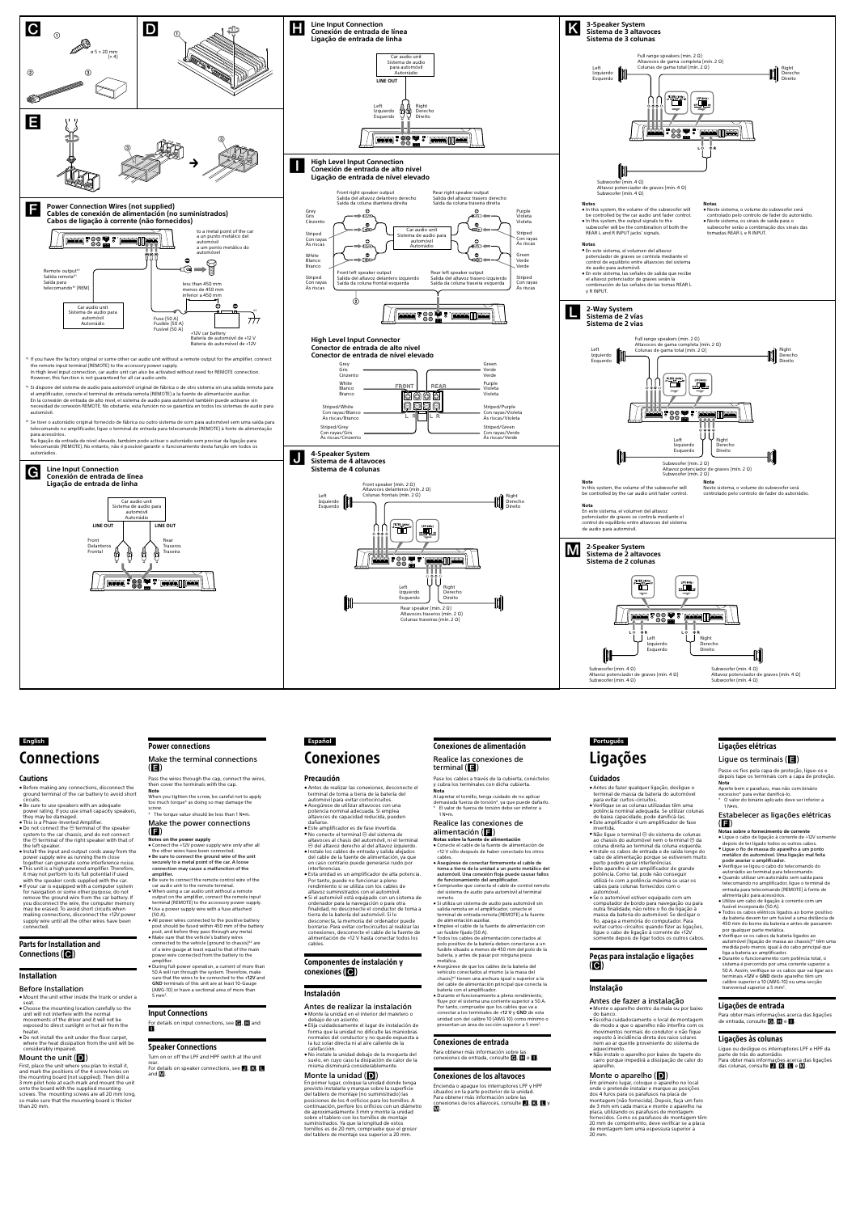# C

① ø 5 × 20 mm (× 4)

②

③

# D

①

# E

③

③

# F

## Power Connection Wires (not supplied)
## Cables de conexión de alimentación (no suministrados)
## Cabos de ligação à corrente (não fornecidos)

to a metal point of the car
a un punto metálico del automóvil
a um ponto metálico do automóvel

Remote output*[1]
Salida remota*[2]
Saída para telecomando*[3] (REM)

Car audio unit
Sistema de audio para automóvil
Autorrádio

less than 450 mm
menos de 450 mm
inferior a 450 mm

Fuse (50 A)
Fusible (50 A)
Fusível (50 A)

+12V car battery
Batería de automóvil de +12 V
Bateria do automóvel de +12V

*[1] If you have the factory original or some other car audio unit without a remote output for the amplifier, connect the remote input terminal (REMOTE) to the accessory power supply.
In high level input connection, car audio unit can also be activated without need for REMOTE connection. However, this function is not guaranteed for all car audio units.

*[2] Si dispone del sistema de audio para automóvil original de fábrica o de otro sistema sin una salida remota para el amplificador, conecte el terminal de entrada remota (REMOTE) a la fuente de alimentación auxiliar.
En la conexión de entrada de alto nivel, el sistema de audio para automóvil también puede activarse sin necesidad de conexión REMOTE. No obstante, esta función no se garantiza en todos los sistemas de audio para automóvil.

*[3] Se tiver o autorrádio original fornecido de fábrica ou outro sistema de som para automóvel sem uma saída para telecomando no amplificador, ligue o terminal de entrada para telecomando (REMOTE) à fonte de alimentação para acessórios.
Na ligação da entrada de nível elevado, também pode activar o autorrádio sem precisar da ligação para telecomando (REMOTE). No entanto, não é possível garantir o funcionamento desta função em todos os autorrádios.

# G

## Line Input Connection
## Conexión de entrada de línea
## Ligação de entrada de linha

Car audio unit
Sistema de audio para automóvil
Autorrádio

LINE OUT

LINE OUT

Front
Delanteros
Frontal

Rear
Traseros
Traseira

# H

## Line Input Connection
## Conexión de entrada de línea
## Ligação de entrada de linha

Car audio unit
Sistema de audio para automóvil
Autorrádio

LINE OUT

Left
Izquierdo
Esquerdo

Right
Derecho
Direito

# I

## High Level Input Connection
## Conexión de entrada de alto nivel
## Ligação de entrada de nível elevado

Front right speaker output
Salida del altavoz delantero derecho
Saída da coluna dianteira direita

Rear right speaker output
Salida del altavoz trasero derecho
Saída da coluna traseira direita

Grey
Gris
Cinzento

Striped
Con rayas
Às riscas

White
Blanco
Branco

Striped
Con rayas
Às riscas

Car audio unit
Sistema de audio para automóvil
Autorrádio

Purple
Violeta
Violeta

Striped
Con rayas
Às riscas

Green
Verde
Verde

Striped
Con rayas
Às riscas

Front left speaker output
Salida del altavoz delantero izquierdo
Saída da coluna frontal esquerda

Rear left speaker output
Salida del altavoz trasero izquierdo
Saída da coluna traseira esquerda

②

## High Level Input Connector
## Conector de entrada de alto nivel
## Conector de entrada de nível elevado

Grey
Gris
Cinzento

White
Blanco
Branco

Striped/White
Con rayas/Blanco
Às riscas/Branco

Striped/Grey
Con rayas/Gris
Às riscas/Cinzento

FRONT

REAR

L

R

Green
Verde
Verde

Purple
Violeta
Violeta

Striped/Purple
Con rayas/Violeta
Às riscas/Violeta

Striped/Green
Con rayas/Verde
Às riscas/Verde

# J

## 4-Speaker System
## Sistema de 4 altavoces
## Sistema de 4 colunas

Front speaker (min. 2 Ω)
Altavoces delanteros (mín. 2 Ω)
Colunas frontais (mín. 2 Ω)

Left
Izquierdo
Esquerdo

Right
Derecho
Direito

Left
Izquierdo
Esquerdo

Right
Derecho
Direito

Rear speaker (min. 2 Ω)
Altavoces traseros (mín. 2 Ω)
Colunas traseiras (mín. 2 Ω)

# K

## 3-Speaker System
## Sistema de 3 altavoces
## Sistema de 3 colunas

Full range speakers (min. 2 Ω)
Altavoces de gama completa (mín. 2 Ω)
Colunas de gama total (mín. 2 Ω)

Left
Izquierdo
Esquerdo

Right
Derecho
Direito

L

R

Subwoofer (min. 4 Ω)
Altavoz potenciador de graves (mín. 4 Ω)
Subwoofer (mín. 4 Ω)

**Notes**
- In this system, the volume of the subwoofer will be controlled by the car audio unit fader control.
- In this system, the output signals to the subwoofer will be the combination of both the REAR L and R INPUT jacks' signals.

**Notas**
- En este sistema, el volumen del altavoz potenciador de graves se controla mediante el control de equilibrio entre altavoces del sistema de audio para automóvil.
- En este sistema, las señales de salida que recibe el altavoz potenciador de graves serán la combinación de las señales de las tomas REAR L y R INPUT.

**Notas**
- Neste sistema, o volume do subwoofer será controlado pelo controlo de fader do autorrádio.
- Neste sistema, os sinais de saída para o subwoofer serão a combinação dos sinais das tomadas REAR L e R INPUT.

# L

## 2-Way System
## Sistema de 2 vías
## Sistema de 2 vias

Full range speakers (min. 2 Ω)
Altavoces de gama completa (mín. 2 Ω)
Colunas de gama total (mín. 2 Ω)

Left
Izquierdo
Esquerdo

Right
Derecho
Direito

Left
Izquierdo
Esquerdo

Right
Derecho
Direito

Subwoofer (min. 2 Ω)
Altavoz potenciador de graves (mín. 2 Ω)
Subwoofer (mín. 2 Ω)

**Note**
In this system, the volume of the subwoofer will be controlled by the car audio unit fader control.

**Nota**
En este sistema, el volumen del altavoz potenciador de graves se controla mediante el control de equilibrio entre altavoces del sistema de audio para automóvil.

**Nota**
Neste sistema, o volume do subwoofer será controlado pelo controlo de fader do autorrádio.

# M

## 2-Speaker System
## Sistema de 2 altavoces
## Sistema de 2 colunas

L

R

Left
Izquierdo
Esquerdo

Right
Derecho
Direito

Subwoofer (min. 4 Ω)
Altavoz potenciador de graves (mín. 4 Ω)
Subwoofer (mín. 4 Ω)

Subwoofer (min. 4 Ω)
Altavoz potenciador de graves (mín. 4 Ω)
Subwoofer (mín. 4 Ω)

---

**English**

# Connections

## Cautions

- Before making any connections, disconnect the ground terminal of the car battery to avoid short circuits.
- Be sure to use speakers with an adequate power rating. If you use small capacity speakers, they may be damaged.
- This is a Phase-Inverted Amplifier.
- Do not connect the ⊖ terminal of the speaker system to the car chassis, and do not connect the ⊖ terminal of the right speaker with that of the left speaker.
- Install the input and output cords away from the power supply wire as running them close together can generate some interference noise.
- This unit is a high powered amplifier. Therefore, it may not perform to its full potential if used with the speaker cords supplied with the car.
- If your car is equipped with a computer system for navigation or some other purpose, do not remove the ground wire from the car battery. If you disconnect the wire, the computer memory may be erased. To avoid short circuits when making connections, disconnect the +12V power supply wire until all the other wires have been connected.

## Parts for Installation and Connections (C)

## Installation

### Before Installation

- Mount the unit either inside the trunk or under a seat.
- Choose the mounting location carefully so the unit will not interfere with the normal movements of the driver and it will not be exposed to direct sunlight or hot air from the heater.
- Do not install the unit under the floor carpet, where the heat dissipation from the unit will be considerably impaired.

### Mount the unit (D)

First, place the unit where you plan to install it, and mark the positions of the 4 screw holes on the mounting board (not supplied). Then drill a 3 mm pilot hole at each mark and mount the unit onto the board with the supplied mounting screws. The mounting screws are all 20 mm long, so make sure that the mounting board is thicker than 20 mm.

## Power connections

### Make the terminal connections (E)

Pass the wires through the cap, connect the wires, then cover the terminals with the cap.

**Note**
When you tighten the screw, be careful not to apply too much torque* as doing so may damage the screw.

\* The torque value should be less than 1 N•m.

### Make the power connections (F)

**Notes on the power supply**
- Connect the +12V power supply wire only after all the other wires have been connected.
- **Be sure to connect the ground wire of the unit securely to a metal point of the car. A loose connection may cause a malfunction of the amplifier.**
- Be sure to connect the remote control wire of the car audio unit to the remote terminal.
- When using a car audio unit without a remote output on the amplifier, connect the remote input terminal (REMOTE) to the accessory power supply.
- Use a power supply wire with a fuse attached (50 A).
- All power wires connected to the positive battery post should be fused within 450 mm of the battery post, and before they pass through any metal.
- Make sure that the vehicle's battery wires connected to the vehicle (ground to chassis)*[1] are of a wire gauge at least equal to that of the main power wire connected from the battery to the amplifier.
- During full-power operation, a current of more than 50 A will run through the system. Therefore, make sure that the wires to be connected to the **+12V** and **GND** terminals of this unit are at least 10-Gauge (AWG-10) or have a sectional area of more than 5 mm².

## Input Connections

For details on input connections, see G, H and I.

## Speaker Connections

Turn on or off the LPF and HPF switch at the unit rear.
For details on speaker connections, see J, K, L and M.

---

**Español**

# Conexiones

## Precaución

- Antes de realizar las conexiones, desconecte el terminal de toma a tierra de la batería del automóvil para evitar cortocircuitos.
- Asegúrese de utilizar altavoces con una potencia nominal adecuada. Si emplea altavoces de capacidad reducida, pueden dañarse.
- Este amplificador es de fase invertida.
- No conecte el terminal ⊖ del sistema de altavoces al chasis del automóvil, ni el terminal ⊖ del altavoz derecho al del altavoz izquierdo.
- Instale los cables de entrada y salida alejados del cable de la fuente de alimentación, ya que en caso contrario puede generarse ruido por interferencias.
- Esta unidad es un amplificador de alta potencia. Por tanto, puede no funcionar a pleno rendimiento si se utiliza con los cables de altavoz suministrados con el automóvil.
- Si el automóvil está equipado con un sistema de ordenador para la navegación o para otra finalidad, no desconecte el conductor de toma a tierra de la batería del automóvil. Si lo desconecta, la memoria del ordenador puede borrarse. Para evitar cortocircuitos al realizar las conexiones, desconecte el cable de la fuente de alimentación de +12 V hasta conectar todos los cables.

## Componentes de instalación y conexiones (C)

## Instalación

### Antes de realizar la instalación

- Monte la unidad en el interior del maletero o debajo de un asiento.
- Elija cuidadosamente el lugar de instalación de forma que la unidad no dificulte las maniobras normales del conductor y no quede expuesta a la luz solar directa ni al aire caliente de la calefacción.
- No instale la unidad debajo de la moqueta del suelo, en cuyo caso la disipación de calor de la misma disminuirá considerablemente.

### Monte la unidad (D)

En primer lugar, coloque la unidad donde tenga previsto instalarla y marque sobre la superficie del tablero de montaje (no suministrado) las posiciones de los 4 orificios para los tornillos. A continuación, perfore los orificios con un diámetro de aproximadamente 3 mm y monte la unidad sobre el tablero con los tornillos de montaje suministrados. Ya que la longitud de estos tornillos es de 20 mm, compruebe que el grosor del tablero de montaje sea superior a 20 mm.

## Conexiones de alimentación

### Realice las conexiones de terminal (E)

Pase los cables a través de la cubierta, conéctelos y cubra los terminales con dicha cubierta.

**Nota**
Al apretar el tornillo, tenga cuidado de no aplicar demasiada fuerza de torsión*, ya que puede dañarlo.

\* El valor de fuerza de torsión debe ser inferior a 1 N•m.

### Realice las conexiones de alimentación (F)

**Notas sobre la fuente de alimentación**
- Conecte el cable de la fuente de alimentación de +12 V sólo después de haber conectado los otros cables.
- **Asegúrese de conectar firmemente el cable de toma a tierra de la unidad a un punto metálico del automóvil. Una conexión floja puede causar fallos de funcionamiento del amplificador.**
- Compruebe que conecta el cable de control remoto del sistema de audio para automóvil al terminal remoto.
- Si utiliza un sistema de audio para automóvil sin salida remota en el amplificador, conecte el terminal de entrada remota (REMOTE) a la fuente de alimentación auxiliar.
- Emplee el cable de la fuente de alimentación con un fusible fijado (50 A).
- Todos los cables de alimentación conectados al polo positivo de la batería deben conectarse a un fusible situado a menos de 450 mm del polo de la batería, y antes de pasar por ninguna pieza metálica.
- Asegúrese de que los cables de la batería del vehículo conectados al mismo (a la masa del chasis)*[2] tienen una anchura igual o superior a la del cable de alimentación principal que conecta la batería con el amplificador.
- Durante el funcionamiento a pleno rendimiento, fluye por el sistema una corriente superior a 50 A. Por tanto, compruebe que los cables que va a conectar a los terminales de **+12 V** y **GND** de esta unidad son del calibre 10 (AWG 10) como mínimo o presentan un área de sección superior a 5 mm².

## Conexiones de entrada

Para obtener más información sobre las conexiones de entrada, consulte G, H e I.

## Conexiones de los altavoces

Encienda o apague los interruptores LPF y HPF situados en la parte posterior de la unidad.
Para obtener más información sobre las conexiones de los altavoces, consulte J, K, L y M.

---

**Português**

# Ligações

## Cuidados

- Antes de fazer qualquer ligação, desligue o terminal de massa da bateria do automóvel para evitar curtos-circuitos.
- Verifique se as colunas utilizadas têm uma potência nominal adequada. Se utilizar colunas de baixa capacidade, pode danificá-las.
- Este amplificador é um amplificador de fase invertida.
- Não ligue o terminal ⊖ do sistema de colunas ao chassis do automóvel nem o terminal ⊖ da coluna direita ao da coluna esquerda.
- Instale os cabos de entrada e de saída longe do cabo de alimentação porque se estiverem muito perto podem gerar interferências.
- Este aparelho é um amplificador de grande potência. Como tal, pode não conseguir utilizá-lo com a potência máxima se usar os cabos para colunas fornecidos com o automóvel.
- Se o automóvel estiver equipado com um computador de bordo para navegação ou para outra finalidade, não retire o fio de ligação à massa da bateria do automóvel. Se desligar o fio, apaga a memória do computador. Para evitar curtos-circuitos quando fizer as ligações, ligue o cabo de ligação à corrente de +12V somente depois de ligar todos os outros cabos.

## Peças para instalação e ligações (C)

## Instalação

### Antes de fazer a instalação

- Monte o aparelho dentro da mala ou por baixo do banco.
- Escolha cuidadosamente o local de montagem de modo a que o aparelho não interfira com os movimentos normais do condutor e não fique exposto à incidência directa dos raios solares nem ao ar quente proveniente do sistema de aquecimento.
- Não instale o aparelho por baixo do tapete do carro porque impedirá a dissipação de calor do aparelho.

### Monte o aparelho (D)

Em primeiro lugar, coloque o aparelho no local onde o pretende instalar e marque as posições dos 4 furos para os parafusos na placa de montagem (não fornecida). Depois, faça um furo de 3 mm em cada marca e monte o aparelho na placa, utilizando os parafusos de montagem fornecidos. Como os parafusos de montagem têm 20 mm de comprimento, deve verificar se a placa de montagem tem uma espessura superior a 20 mm.

## Ligações eléctricas

### Ligue os terminais (E)

Passe os fios pela capa de protecção, ligue-os e depois tape os terminais com a capa de protecção.

**Nota**
Aperte bem o parafuso, mas não com binário excessivo* para evitar danificá-lo.

\* O valor do binário aplicado deve ser inferior a 1 N•m.

### Estabelecer as ligações eléctricas (F)

**Notas sobre o fornecimento de corrente**
- Ligue o cabo de ligação à corrente de +12V somente depois de ter ligado todos os outros cabos.
- **Ligue o fio de massa do aparelho a um ponto metálico do automóvel. Uma ligação mal feita pode avariar o amplificador.**
- Verifique se liga o cabo do telecomando do autorrádio ao terminal para telecomando.
- Quando utilizar um autorrádio sem saída para telecomando no amplificador, ligue o terminal de entrada para telecomando (REMOTE) à fonte de alimentação para acessórios.
- Utilize um cabo de ligação à corrente com um fusível incorporado (50 A).
- Todos os cabos eléctricos ligados ao borne positivo da bateria devem ter um fusível a uma distância de 450 mm do borne da bateria e antes de passarem por qualquer parte metálica.
- Verifique se os cabos da bateria ligados ao automóvel (ligação de massa ao chassis)*[3] têm uma medida pelo menos igual à do cabo principal que liga a bateria ao amplificador.
- Durante o funcionamento com potência total, o sistema é percorrido por uma corrente superior a 50 A. Assim, verifique se os cabos que vai ligar aos terminais **+12V** e **GND** deste aparelho têm um calibre superior a 10 (AWG-10) ou uma secção transversal superior a 5 mm².

## Ligações de entrada

Para obter mais informações acerca das ligações de entrada, consulte G, H e I.

## Ligações às colunas

Ligue ou desligue os interruptores LPF e HPF da parte de trás do autorrádio.
Para obter mais informações acerca das ligações das colunas, consulte J, K, L e M.